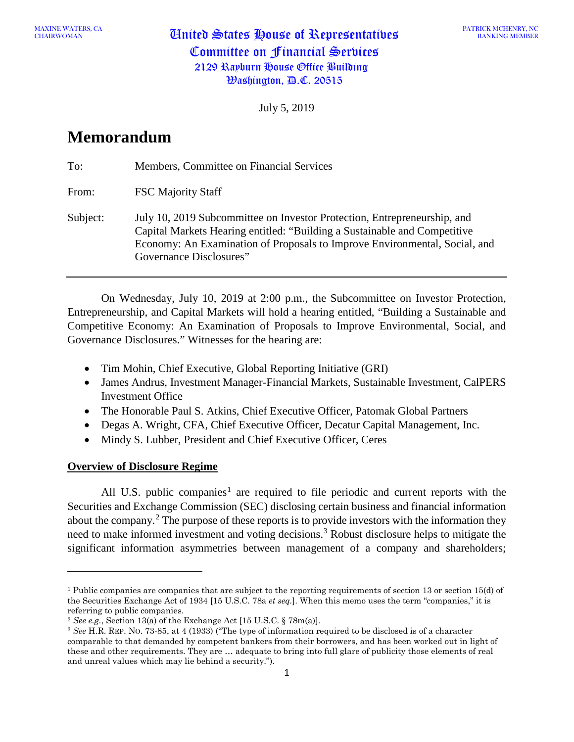MAXINE WATERS, CA
CHAIRWOMAN

# United States House of Representatives
# Committee on Financial Services
2129 Rayburn House Office Building
Washington, D.C. 20515

PATRICK MCHENRY, NC
RANKING MEMBER

July 5, 2019

# Memorandum

To: Members, Committee on Financial Services

From: FSC Majority Staff

Subject: July 10, 2019 Subcommittee on Investor Protection, Entrepreneurship, and Capital Markets Hearing entitled: "Building a Sustainable and Competitive Economy: An Examination of Proposals to Improve Environmental, Social, and Governance Disclosures"

---

On Wednesday, July 10, 2019 at 2:00 p.m., the Subcommittee on Investor Protection, Entrepreneurship, and Capital Markets will hold a hearing entitled, "Building a Sustainable and Competitive Economy: An Examination of Proposals to Improve Environmental, Social, and Governance Disclosures." Witnesses for the hearing are:

- Tim Mohin, Chief Executive, Global Reporting Initiative (GRI)
- James Andrus, Investment Manager-Financial Markets, Sustainable Investment, CalPERS Investment Office
- The Honorable Paul S. Atkins, Chief Executive Officer, Patomak Global Partners
- Degas A. Wright, CFA, Chief Executive Officer, Decatur Capital Management, Inc.
- Mindy S. Lubber, President and Chief Executive Officer, Ceres

## Overview of Disclosure Regime

All U.S. public companies[1] are required to file periodic and current reports with the Securities and Exchange Commission (SEC) disclosing certain business and financial information about the company.[2] The purpose of these reports is to provide investors with the information they need to make informed investment and voting decisions.[3] Robust disclosure helps to mitigate the significant information asymmetries between management of a company and shareholders;

---

[1] Public companies are companies that are subject to the reporting requirements of section 13 or section 15(d) of the Securities Exchange Act of 1934 [15 U.S.C. 78a *et seq*.]. When this memo uses the term "companies," it is referring to public companies.

[2] *See e.g.*, Section 13(a) of the Exchange Act [15 U.S.C. § 78m(a)].

[3] *See* H.R. REP. NO. 73-85, at 4 (1933) ("The type of information required to be disclosed is of a character comparable to that demanded by competent bankers from their borrowers, and has been worked out in light of these and other requirements. They are … adequate to bring into full glare of publicity those elements of real and unreal values which may lie behind a security.").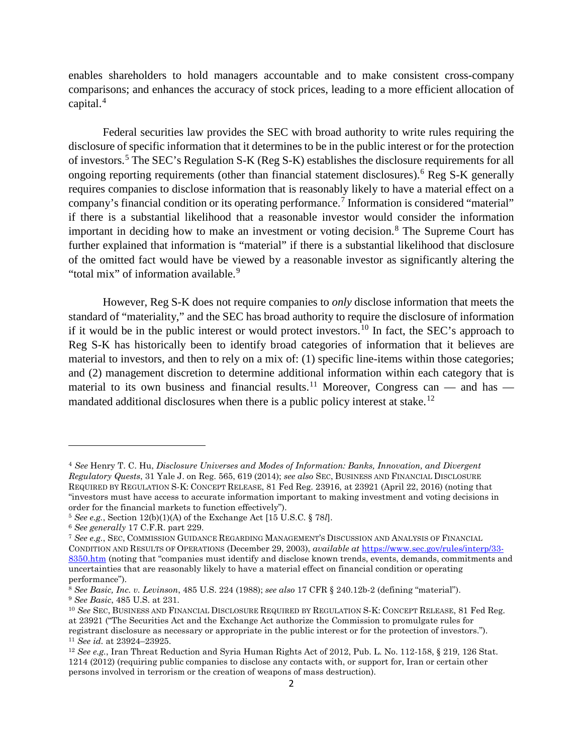enables shareholders to hold managers accountable and to make consistent cross-company comparisons; and enhances the accuracy of stock prices, leading to a more efficient allocation of capital.[4]

Federal securities law provides the SEC with broad authority to write rules requiring the disclosure of specific information that it determines to be in the public interest or for the protection of investors.[5] The SEC's Regulation S-K (Reg S-K) establishes the disclosure requirements for all ongoing reporting requirements (other than financial statement disclosures).[6] Reg S-K generally requires companies to disclose information that is reasonably likely to have a material effect on a company's financial condition or its operating performance.[7] Information is considered "material" if there is a substantial likelihood that a reasonable investor would consider the information important in deciding how to make an investment or voting decision.[8] The Supreme Court has further explained that information is "material" if there is a substantial likelihood that disclosure of the omitted fact would have be viewed by a reasonable investor as significantly altering the "total mix" of information available.[9]

However, Reg S-K does not require companies to *only* disclose information that meets the standard of "materiality," and the SEC has broad authority to require the disclosure of information if it would be in the public interest or would protect investors.[10] In fact, the SEC's approach to Reg S-K has historically been to identify broad categories of information that it believes are material to investors, and then to rely on a mix of: (1) specific line-items within those categories; and (2) management discretion to determine additional information within each category that is material to its own business and financial results.[11] Moreover, Congress can — and has — mandated additional disclosures when there is a public policy interest at stake.[12]

---

[4] *See* Henry T. C. Hu, *Disclosure Universes and Modes of Information: Banks, Innovation, and Divergent Regulatory Quests*, 31 Yale J. on Reg. 565, 619 (2014); *see also* SEC, BUSINESS AND FINANCIAL DISCLOSURE REQUIRED BY REGULATION S-K: CONCEPT RELEASE, 81 Fed Reg. 23916, at 23921 (April 22, 2016) (noting that "investors must have access to accurate information important to making investment and voting decisions in order for the financial markets to function effectively").

[5] *See e.g.*, Section 12(b)(1)(A) of the Exchange Act [15 U.S.C. § 78*l*].

[6] *See generally* 17 C.F.R. part 229.

[7] *See e.g.*, SEC, COMMISSION GUIDANCE REGARDING MANAGEMENT'S DISCUSSION AND ANALYSIS OF FINANCIAL CONDITION AND RESULTS OF OPERATIONS (December 29, 2003), *available at* [https://www.sec.gov/rules/interp/33-8350.htm](https://www.sec.gov/rules/interp/33-8350.htm) (noting that "companies must identify and disclose known trends, events, demands, commitments and uncertainties that are reasonably likely to have a material effect on financial condition or operating performance").

[8] *See Basic, Inc. v. Levinson*, 485 U.S. 224 (1988); *see also* 17 CFR § 240.12b-2 (defining "material").

[9] *See Basic*, 485 U.S. at 231.

[10] *See* SEC, BUSINESS AND FINANCIAL DISCLOSURE REQUIRED BY REGULATION S-K: CONCEPT RELEASE, 81 Fed Reg. at 23921 ("The Securities Act and the Exchange Act authorize the Commission to promulgate rules for registrant disclosure as necessary or appropriate in the public interest or for the protection of investors.").

[11] *See id.* at 23924–23925.

[12] *See e.g.*, Iran Threat Reduction and Syria Human Rights Act of 2012, Pub. L. No. 112-158, § 219, 126 Stat. 1214 (2012) (requiring public companies to disclose any contacts with, or support for, Iran or certain other persons involved in terrorism or the creation of weapons of mass destruction).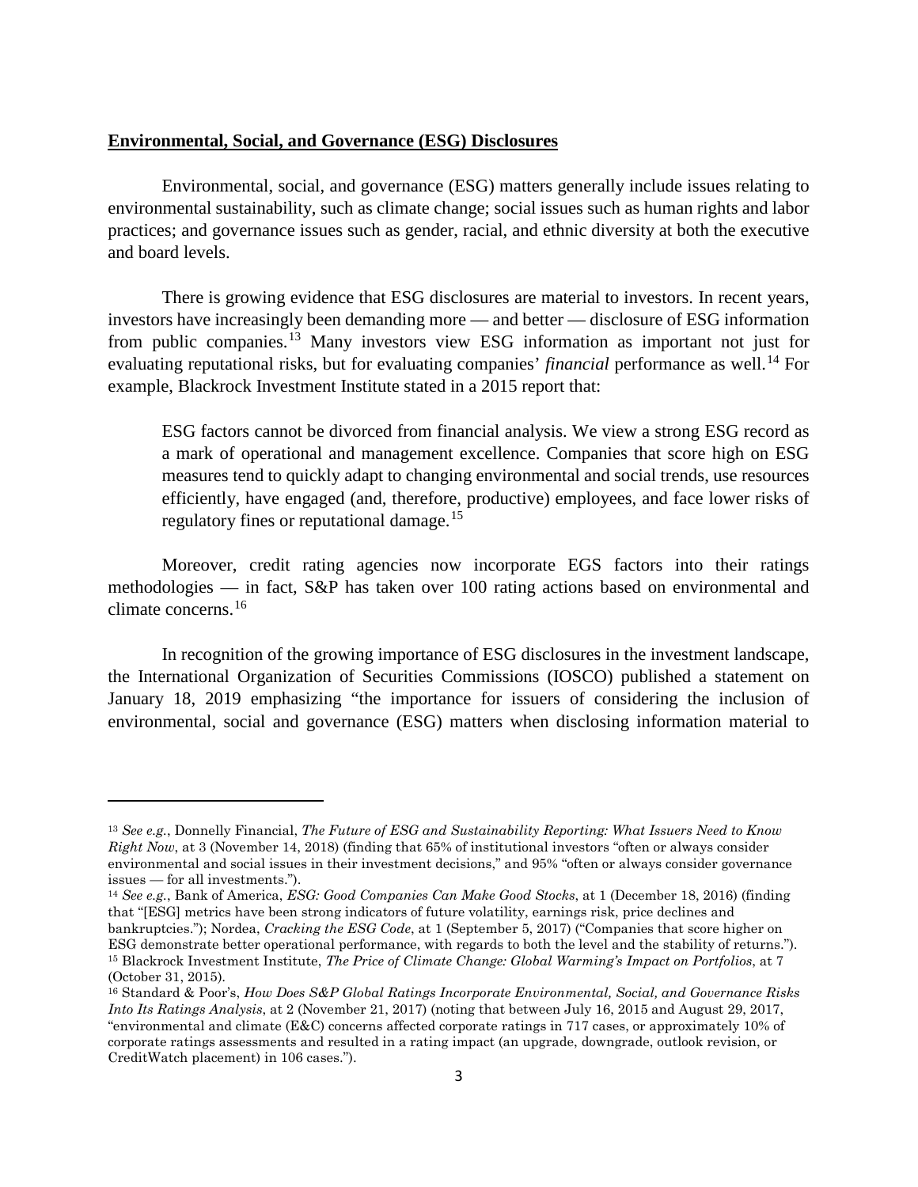**Environmental, Social, and Governance (ESG) Disclosures**

Environmental, social, and governance (ESG) matters generally include issues relating to environmental sustainability, such as climate change; social issues such as human rights and labor practices; and governance issues such as gender, racial, and ethnic diversity at both the executive and board levels.

There is growing evidence that ESG disclosures are material to investors. In recent years, investors have increasingly been demanding more — and better — disclosure of ESG information from public companies.[13] Many investors view ESG information as important not just for evaluating reputational risks, but for evaluating companies' *financial* performance as well.[14] For example, Blackrock Investment Institute stated in a 2015 report that:

> ESG factors cannot be divorced from financial analysis. We view a strong ESG record as a mark of operational and management excellence. Companies that score high on ESG measures tend to quickly adapt to changing environmental and social trends, use resources efficiently, have engaged (and, therefore, productive) employees, and face lower risks of regulatory fines or reputational damage.[15]

Moreover, credit rating agencies now incorporate EGS factors into their ratings methodologies — in fact, S&P has taken over 100 rating actions based on environmental and climate concerns.[16]

In recognition of the growing importance of ESG disclosures in the investment landscape, the International Organization of Securities Commissions (IOSCO) published a statement on January 18, 2019 emphasizing "the importance for issuers of considering the inclusion of environmental, social and governance (ESG) matters when disclosing information material to

---

[13] *See e.g.*, Donnelly Financial, *The Future of ESG and Sustainability Reporting: What Issuers Need to Know Right Now*, at 3 (November 14, 2018) (finding that 65% of institutional investors "often or always consider environmental and social issues in their investment decisions," and 95% "often or always consider governance issues — for all investments.").

[14] *See e.g.*, Bank of America, *ESG: Good Companies Can Make Good Stocks*, at 1 (December 18, 2016) (finding that "[ESG] metrics have been strong indicators of future volatility, earnings risk, price declines and bankruptcies."); Nordea, *Cracking the ESG Code*, at 1 (September 5, 2017) ("Companies that score higher on ESG demonstrate better operational performance, with regards to both the level and the stability of returns.").

[15] Blackrock Investment Institute, *The Price of Climate Change: Global Warming's Impact on Portfolios*, at 7 (October 31, 2015).

[16] Standard & Poor's, *How Does S&P Global Ratings Incorporate Environmental, Social, and Governance Risks Into Its Ratings Analysis*, at 2 (November 21, 2017) (noting that between July 16, 2015 and August 29, 2017, "environmental and climate (E&C) concerns affected corporate ratings in 717 cases, or approximately 10% of corporate ratings assessments and resulted in a rating impact (an upgrade, downgrade, outlook revision, or CreditWatch placement) in 106 cases.").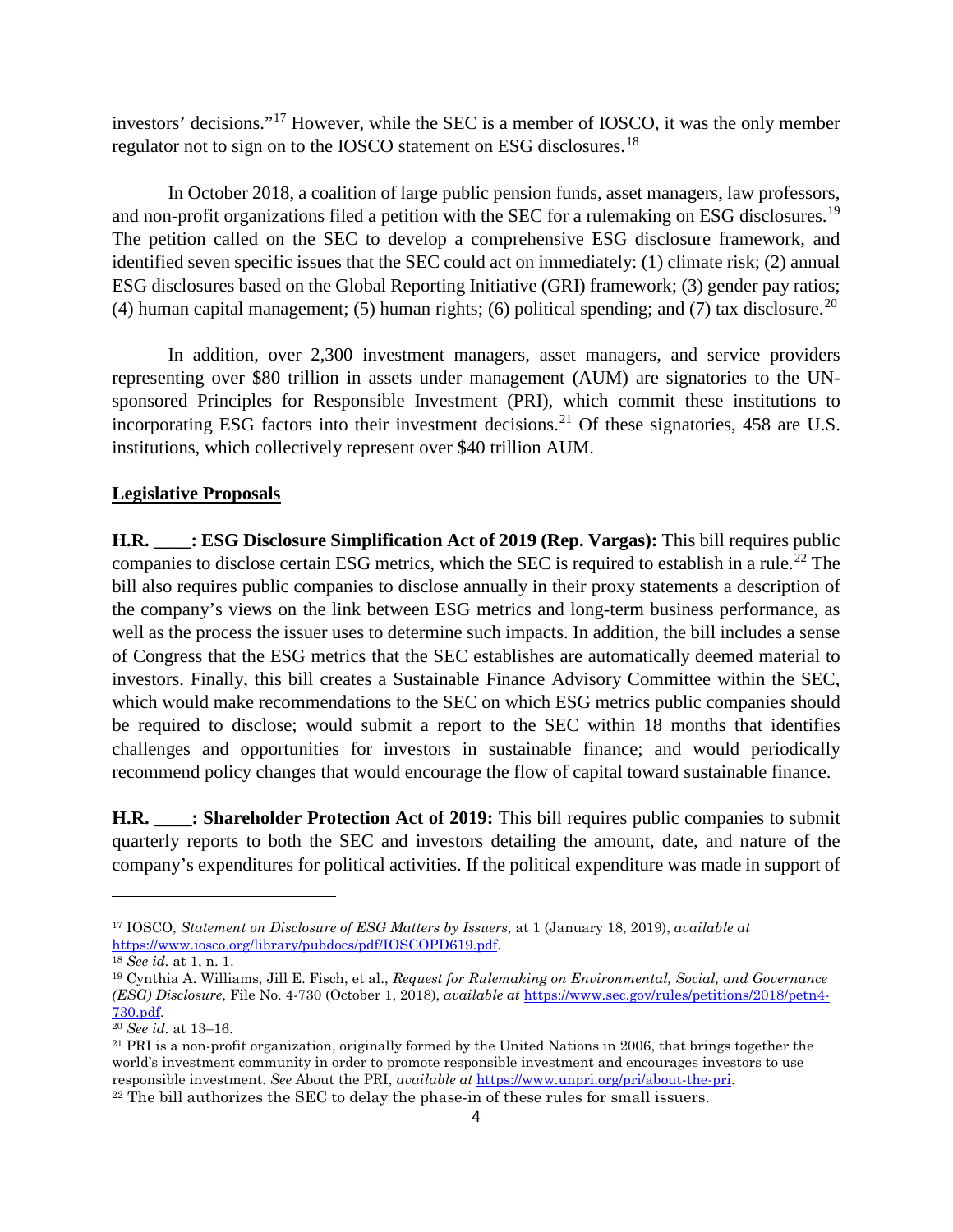investors' decisions."[17] However, while the SEC is a member of IOSCO, it was the only member regulator not to sign on to the IOSCO statement on ESG disclosures.[18]

In October 2018, a coalition of large public pension funds, asset managers, law professors, and non-profit organizations filed a petition with the SEC for a rulemaking on ESG disclosures.[19] The petition called on the SEC to develop a comprehensive ESG disclosure framework, and identified seven specific issues that the SEC could act on immediately: (1) climate risk; (2) annual ESG disclosures based on the Global Reporting Initiative (GRI) framework; (3) gender pay ratios; (4) human capital management; (5) human rights; (6) political spending; and (7) tax disclosure.[20]

In addition, over 2,300 investment managers, asset managers, and service providers representing over $80 trillion in assets under management (AUM) are signatories to the UN-sponsored Principles for Responsible Investment (PRI), which commit these institutions to incorporating ESG factors into their investment decisions.[21] Of these signatories, 458 are U.S. institutions, which collectively represent over $40 trillion AUM.

## Legislative Proposals

**H.R. \_\_\_\_: ESG Disclosure Simplification Act of 2019 (Rep. Vargas):** This bill requires public companies to disclose certain ESG metrics, which the SEC is required to establish in a rule.[22] The bill also requires public companies to disclose annually in their proxy statements a description of the company's views on the link between ESG metrics and long-term business performance, as well as the process the issuer uses to determine such impacts. In addition, the bill includes a sense of Congress that the ESG metrics that the SEC establishes are automatically deemed material to investors. Finally, this bill creates a Sustainable Finance Advisory Committee within the SEC, which would make recommendations to the SEC on which ESG metrics public companies should be required to disclose; would submit a report to the SEC within 18 months that identifies challenges and opportunities for investors in sustainable finance; and would periodically recommend policy changes that would encourage the flow of capital toward sustainable finance.

**H.R. \_\_\_\_: Shareholder Protection Act of 2019:** This bill requires public companies to submit quarterly reports to both the SEC and investors detailing the amount, date, and nature of the company's expenditures for political activities. If the political expenditure was made in support of

---

[17] IOSCO, *Statement on Disclosure of ESG Matters by Issuers*, at 1 (January 18, 2019), *available at* https://www.iosco.org/library/pubdocs/pdf/IOSCOPD619.pdf.

[18] *See id.* at 1, n. 1.

[19] Cynthia A. Williams, Jill E. Fisch, et al., *Request for Rulemaking on Environmental, Social, and Governance (ESG) Disclosure*, File No. 4-730 (October 1, 2018), *available at* https://www.sec.gov/rules/petitions/2018/petn4-730.pdf.

[20] *See id.* at 13–16.

[21] PRI is a non-profit organization, originally formed by the United Nations in 2006, that brings together the world's investment community in order to promote responsible investment and encourages investors to use responsible investment. *See* About the PRI, *available at* https://www.unpri.org/pri/about-the-pri.

[22] The bill authorizes the SEC to delay the phase-in of these rules for small issuers.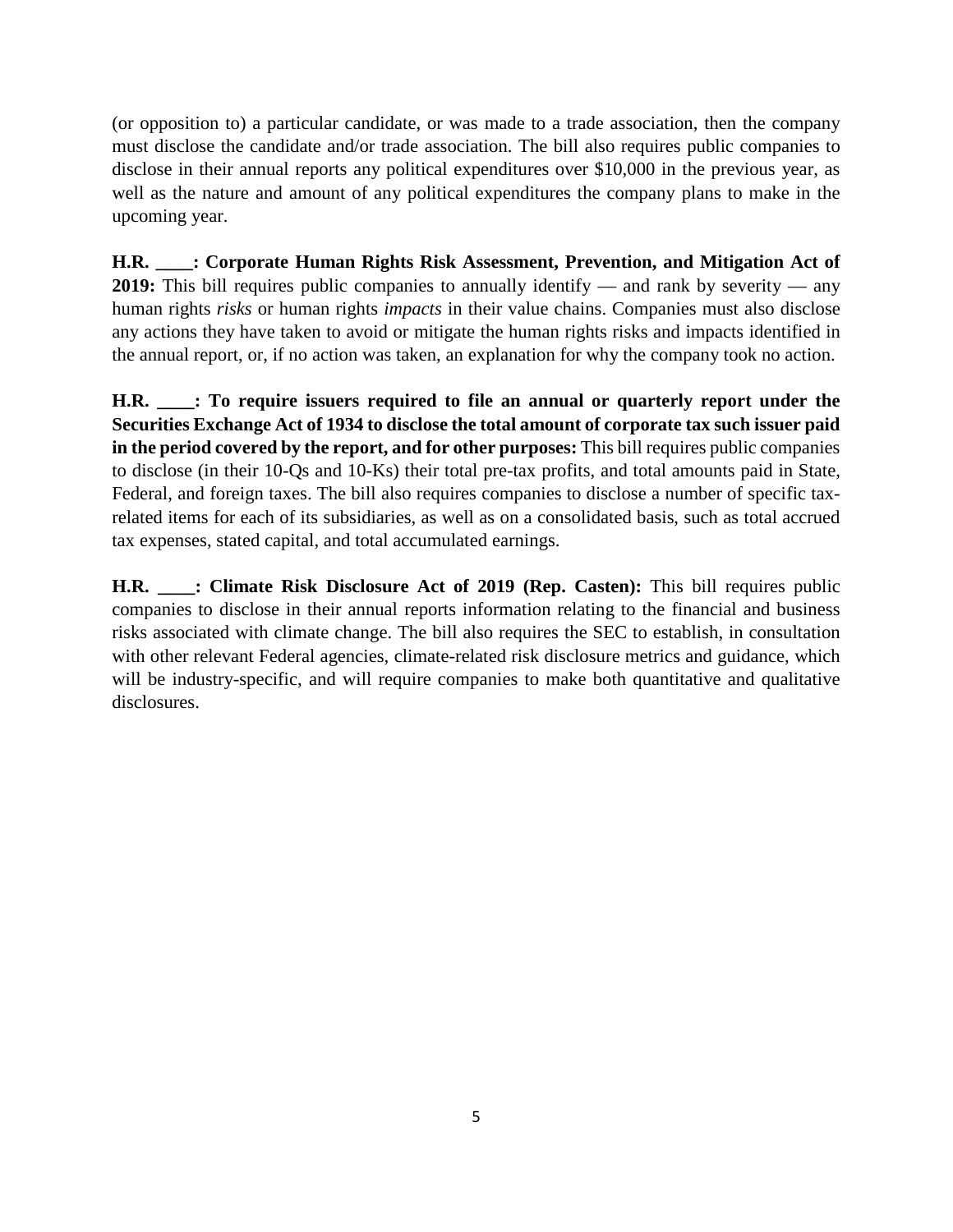(or opposition to) a particular candidate, or was made to a trade association, then the company must disclose the candidate and/or trade association. The bill also requires public companies to disclose in their annual reports any political expenditures over $10,000 in the previous year, as well as the nature and amount of any political expenditures the company plans to make in the upcoming year.

**H.R. ____: Corporate Human Rights Risk Assessment, Prevention, and Mitigation Act of 2019:** This bill requires public companies to annually identify — and rank by severity — any human rights *risks* or human rights *impacts* in their value chains. Companies must also disclose any actions they have taken to avoid or mitigate the human rights risks and impacts identified in the annual report, or, if no action was taken, an explanation for why the company took no action.

**H.R. ____: To require issuers required to file an annual or quarterly report under the Securities Exchange Act of 1934 to disclose the total amount of corporate tax such issuer paid in the period covered by the report, and for other purposes:** This bill requires public companies to disclose (in their 10-Qs and 10-Ks) their total pre-tax profits, and total amounts paid in State, Federal, and foreign taxes. The bill also requires companies to disclose a number of specific tax-related items for each of its subsidiaries, as well as on a consolidated basis, such as total accrued tax expenses, stated capital, and total accumulated earnings.

**H.R. ____: Climate Risk Disclosure Act of 2019 (Rep. Casten):** This bill requires public companies to disclose in their annual reports information relating to the financial and business risks associated with climate change. The bill also requires the SEC to establish, in consultation with other relevant Federal agencies, climate-related risk disclosure metrics and guidance, which will be industry-specific, and will require companies to make both quantitative and qualitative disclosures.